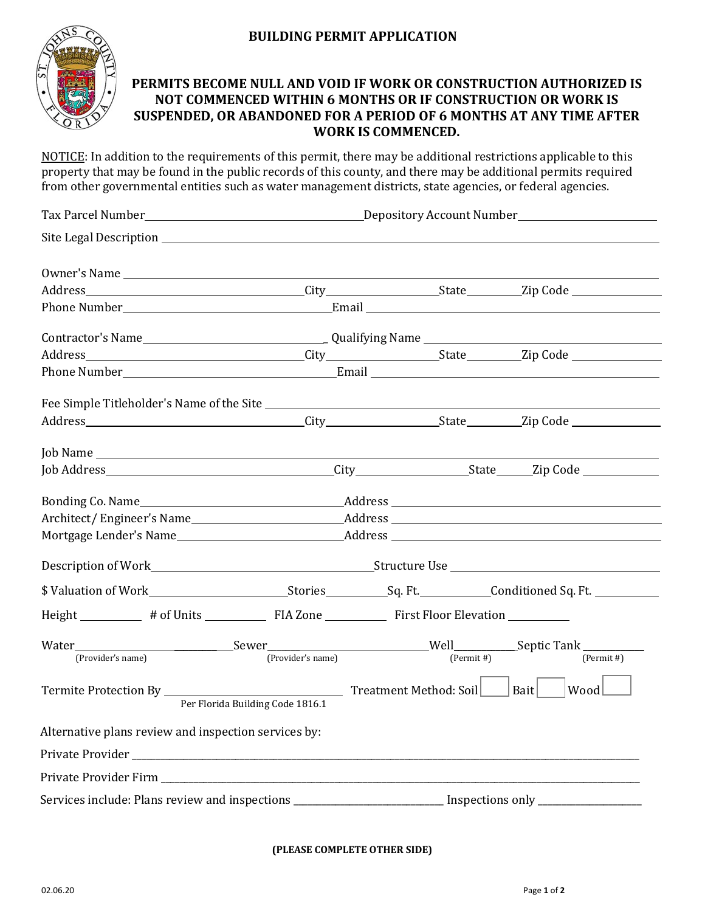# BUILDING PERMIT APPLICATION

## PERMITS BECOME NULL AND VOID IF WORK OR CONSTRUCTION AUTHORIZED IS NOT COMMENCED WITHIN 6 MONTHS OR IF CONSTRUCTION OR WORK IS SUSPENDED, OR ABANDONED FOR A PERIOD OF 6 MONTHS AT ANY TIME AFTER WORK IS COMMENCED.

NOTICE: In addition to the requirements of this permit, there may be additional restrictions applicable to this property that may be found in the public records of this county, and there may be additional permits required from other governmental entities such as water management districts, state agencies, or federal agencies.

Tax Parcel Number ________________ Depository Account Number ________________

Site Legal Description ________________________________

Owner's Name ________________________________

Address ________________ City ________ State ______ Zip Code ________

Phone Number ________________ Email ________________

Contractor's Name ________________ Qualifying Name ________________

Address ________________ City ________ State ______ Zip Code ________

Phone Number ________________ Email ________________

Fee Simple Titleholder's Name of the Site ________________________________

Address ________________ City ________ State ______ Zip Code ________

Job Name ________________________________

Job Address ________________ City ________ State ______ Zip Code ________

Bonding Co. Name ________________ Address ________________

Architect/ Engineer's Name ________________ Address ________________

Mortgage Lender's Name ________________ Address ________________

Description of Work ________________ Structure Use ________________

$ Valuation of Work ________ Stories ______ Sq. Ft. ______ Conditioned Sq. Ft. ______

Height ______ # of Units ______ FIA Zone ______ First Floor Elevation ______

Water ________________ (Provider's name) Sewer ________________ (Provider's name) Well ________ (Permit #) Septic Tank ________ (Permit #)

Termite Protection By ________________ (Per Florida Building Code 1816.1) Treatment Method: Soil ☐ Bait ☐ Wood ☐

Alternative plans review and inspection services by:

Private Provider ________________________________

Private Provider Firm ________________________________

Services include: Plans review and inspections ________________ Inspections only ________________

**(PLEASE COMPLETE OTHER SIDE)**

02.06.20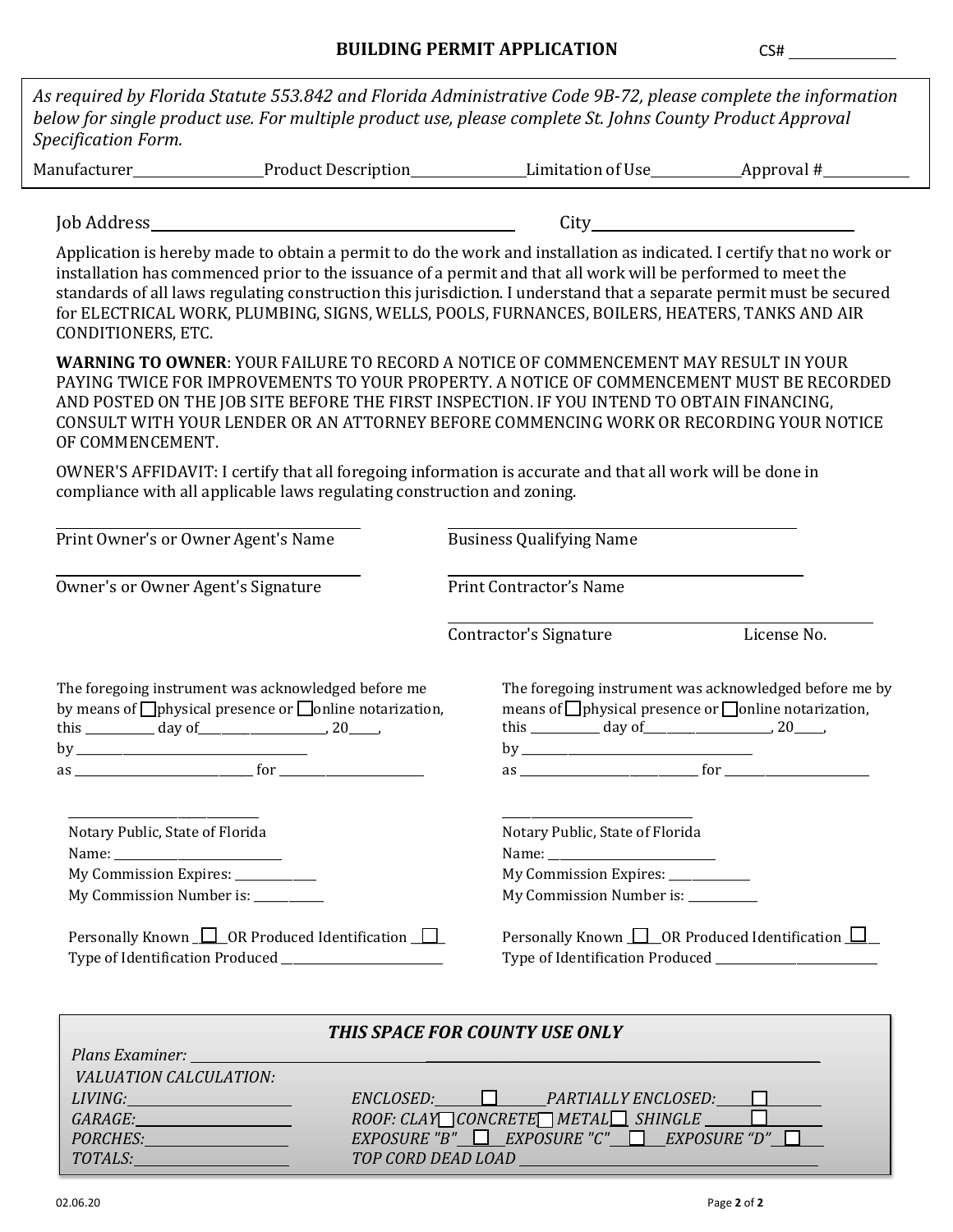## BUILDING PERMIT APPLICATION

CS# ______________

*As required by Florida Statute 553.842 and Florida Administrative Code 9B-72, please complete the information below for single product use. For multiple product use, please complete St. Johns County Product Approval Specification Form.*

Manufacturer________________ Product Description______________ Limitation of Use____________ Approval #____________

Job Address ______________________________________________ City ________________________________

Application is hereby made to obtain a permit to do the work and installation as indicated. I certify that no work or installation has commenced prior to the issuance of a permit and that all work will be performed to meet the standards of all laws regulating construction this jurisdiction. I understand that a separate permit must be secured for ELECTRICAL WORK, PLUMBING, SIGNS, WELLS, POOLS, FURNANCES, BOILERS, HEATERS, TANKS AND AIR CONDITIONERS, ETC.

**WARNING TO OWNER**: YOUR FAILURE TO RECORD A NOTICE OF COMMENCEMENT MAY RESULT IN YOUR PAYING TWICE FOR IMPROVEMENTS TO YOUR PROPERTY. A NOTICE OF COMMENCEMENT MUST BE RECORDED AND POSTED ON THE JOB SITE BEFORE THE FIRST INSPECTION. IF YOU INTEND TO OBTAIN FINANCING, CONSULT WITH YOUR LENDER OR AN ATTORNEY BEFORE COMMENCING WORK OR RECORDING YOUR NOTICE OF COMMENCEMENT.

OWNER'S AFFIDAVIT: I certify that all foregoing information is accurate and that all work will be done in compliance with all applicable laws regulating construction and zoning.

_________________________________ Print Owner's or Owner Agent's Name

_________________________________ Owner's or Owner Agent's Signature

_________________________________ Business Qualifying Name

_________________________________ Print Contractor's Name

_________________________________ Contractor's Signature    License No.

The foregoing instrument was acknowledged before me by means of ☐ physical presence or ☐ online notarization, this __________ day of____________________, 20____,
by ______________________________________
as ____________________________ for ________________________

______________________________
Notary Public, State of Florida
Name: ___________________________
My Commission Expires: _____________
My Commission Number is: ___________

Personally Known ☐ OR Produced Identification ☐
Type of Identification Produced ___________________________

The foregoing instrument was acknowledged before me by means of ☐ physical presence or ☐ online notarization, this __________ day of____________________, 20____,
by ______________________________________
as ____________________________ for ________________________

______________________________
Notary Public, State of Florida
Name: ___________________________
My Commission Expires: _____________
My Commission Number is: ___________

Personally Known ☐ OR Produced Identification ☐
Type of Identification Produced ___________________________

### *THIS SPACE FOR COUNTY USE ONLY*

*Plans Examiner:* ______________________________________________

*VALUATION CALCULATION:*

*LIVING:* ____________________ *ENCLOSED:* ☐ *PARTIALLY ENCLOSED:* ☐

*GARAGE:* ____________________ *ROOF: CLAY* ☐ *CONCRETE* ☐ *METAL* ☐ *SHINGLE* ☐

*PORCHES:* ____________________ *EXPOSURE "B"* ☐ *EXPOSURE "C"* ☐ *EXPOSURE "D"* ☐

*TOTALS:* ____________________ *TOP CORD DEAD LOAD* ____________________

02.06.20